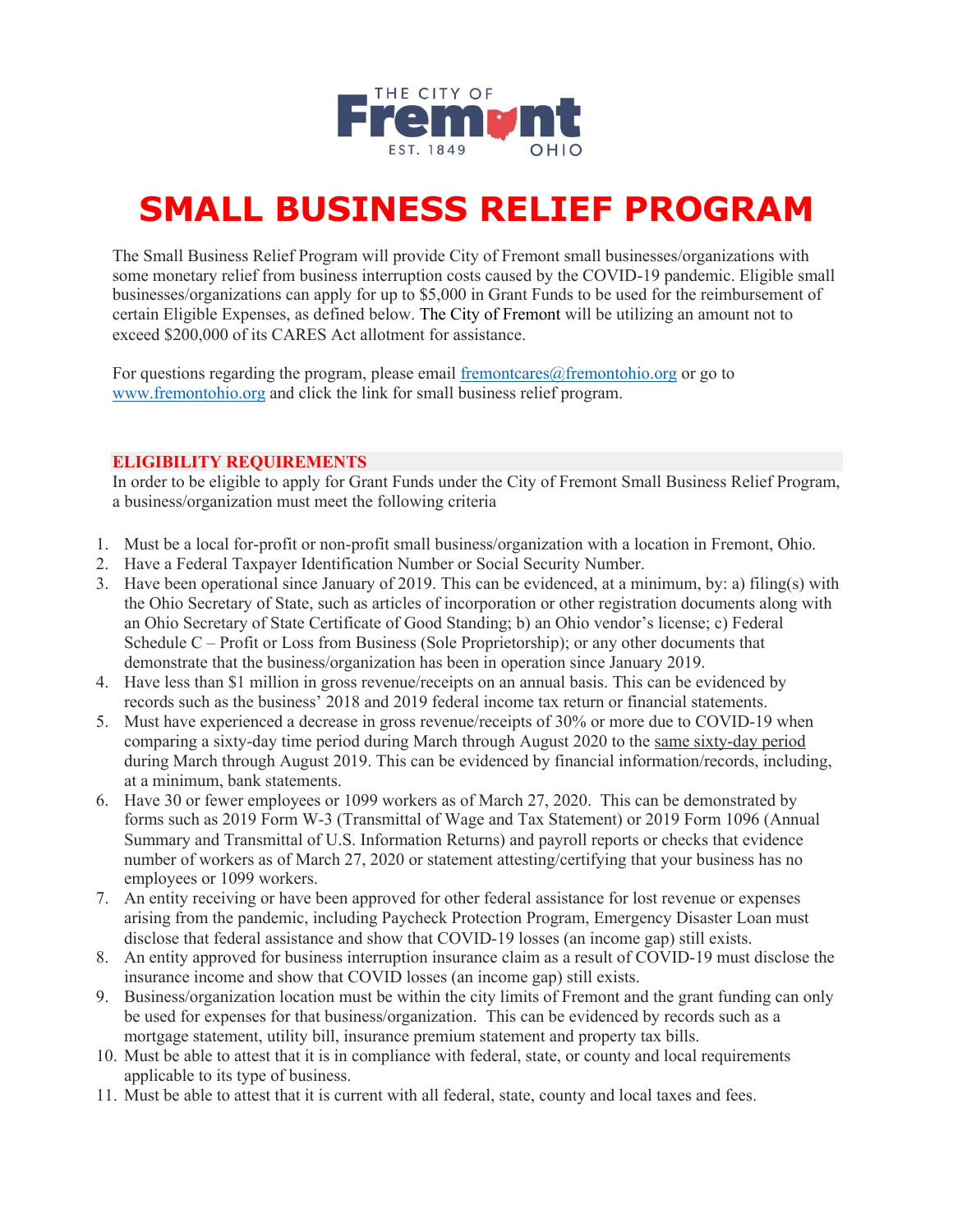THE CITY OF Fremont EST. 1849 OHIO

# SMALL BUSINESS RELIEF PROGRAM

The Small Business Relief Program will provide City of Fremont small businesses/organizations with some monetary relief from business interruption costs caused by the COVID-19 pandemic. Eligible small businesses/organizations can apply for up to $5,000 in Grant Funds to be used for the reimbursement of certain Eligible Expenses, as defined below. The City of Fremont will be utilizing an amount not to exceed $200,000 of its CARES Act allotment for assistance.

For questions regarding the program, please email [fremontcares@fremontohio.org](mailto:fremontcares@fremontohio.org) or go to [www.fremontohio.org](http://www.fremontohio.org) and click the link for small business relief program.

## ELIGIBILITY REQUIREMENTS

In order to be eligible to apply for Grant Funds under the City of Fremont Small Business Relief Program, a business/organization must meet the following criteria

1. Must be a local for-profit or non-profit small business/organization with a location in Fremont, Ohio.
2. Have a Federal Taxpayer Identification Number or Social Security Number.
3. Have been operational since January of 2019. This can be evidenced, at a minimum, by: a) filing(s) with the Ohio Secretary of State, such as articles of incorporation or other registration documents along with an Ohio Secretary of State Certificate of Good Standing; b) an Ohio vendor's license; c) Federal Schedule C – Profit or Loss from Business (Sole Proprietorship); or any other documents that demonstrate that the business/organization has been in operation since January 2019.
4. Have less than $1 million in gross revenue/receipts on an annual basis. This can be evidenced by records such as the business' 2018 and 2019 federal income tax return or financial statements.
5. Must have experienced a decrease in gross revenue/receipts of 30% or more due to COVID-19 when comparing a sixty-day time period during March through August 2020 to the same sixty-day period during March through August 2019. This can be evidenced by financial information/records, including, at a minimum, bank statements.
6. Have 30 or fewer employees or 1099 workers as of March 27, 2020. This can be demonstrated by forms such as 2019 Form W-3 (Transmittal of Wage and Tax Statement) or 2019 Form 1096 (Annual Summary and Transmittal of U.S. Information Returns) and payroll reports or checks that evidence number of workers as of March 27, 2020 or statement attesting/certifying that your business has no employees or 1099 workers.
7. An entity receiving or have been approved for other federal assistance for lost revenue or expenses arising from the pandemic, including Paycheck Protection Program, Emergency Disaster Loan must disclose that federal assistance and show that COVID-19 losses (an income gap) still exists.
8. An entity approved for business interruption insurance claim as a result of COVID-19 must disclose the insurance income and show that COVID losses (an income gap) still exists.
9. Business/organization location must be within the city limits of Fremont and the grant funding can only be used for expenses for that business/organization. This can be evidenced by records such as a mortgage statement, utility bill, insurance premium statement and property tax bills.
10. Must be able to attest that it is in compliance with federal, state, or county and local requirements applicable to its type of business.
11. Must be able to attest that it is current with all federal, state, county and local taxes and fees.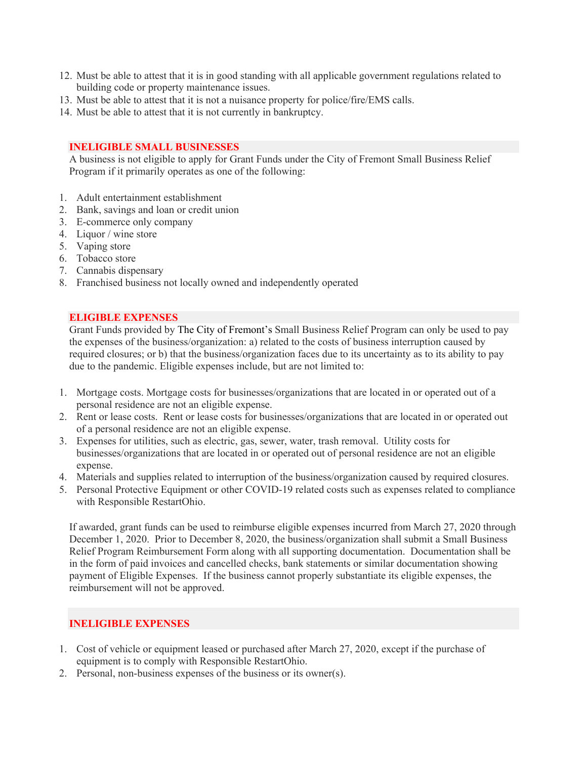12. Must be able to attest that it is in good standing with all applicable government regulations related to building code or property maintenance issues.
13. Must be able to attest that it is not a nuisance property for police/fire/EMS calls.
14. Must be able to attest that it is not currently in bankruptcy.

## INELIGIBLE SMALL BUSINESSES

A business is not eligible to apply for Grant Funds under the City of Fremont Small Business Relief Program if it primarily operates as one of the following:

1. Adult entertainment establishment
2. Bank, savings and loan or credit union
3. E-commerce only company
4. Liquor / wine store
5. Vaping store
6. Tobacco store
7. Cannabis dispensary
8. Franchised business not locally owned and independently operated

## ELIGIBLE EXPENSES

Grant Funds provided by The City of Fremont's Small Business Relief Program can only be used to pay the expenses of the business/organization: a) related to the costs of business interruption caused by required closures; or b) that the business/organization faces due to its uncertainty as to its ability to pay due to the pandemic. Eligible expenses include, but are not limited to:

1. Mortgage costs. Mortgage costs for businesses/organizations that are located in or operated out of a personal residence are not an eligible expense.
2. Rent or lease costs. Rent or lease costs for businesses/organizations that are located in or operated out of a personal residence are not an eligible expense.
3. Expenses for utilities, such as electric, gas, sewer, water, trash removal. Utility costs for businesses/organizations that are located in or operated out of personal residence are not an eligible expense.
4. Materials and supplies related to interruption of the business/organization caused by required closures.
5. Personal Protective Equipment or other COVID-19 related costs such as expenses related to compliance with Responsible RestartOhio.

If awarded, grant funds can be used to reimburse eligible expenses incurred from March 27, 2020 through December 1, 2020. Prior to December 8, 2020, the business/organization shall submit a Small Business Relief Program Reimbursement Form along with all supporting documentation. Documentation shall be in the form of paid invoices and cancelled checks, bank statements or similar documentation showing payment of Eligible Expenses. If the business cannot properly substantiate its eligible expenses, the reimbursement will not be approved.

## INELIGIBLE EXPENSES

1. Cost of vehicle or equipment leased or purchased after March 27, 2020, except if the purchase of equipment is to comply with Responsible RestartOhio.
2. Personal, non-business expenses of the business or its owner(s).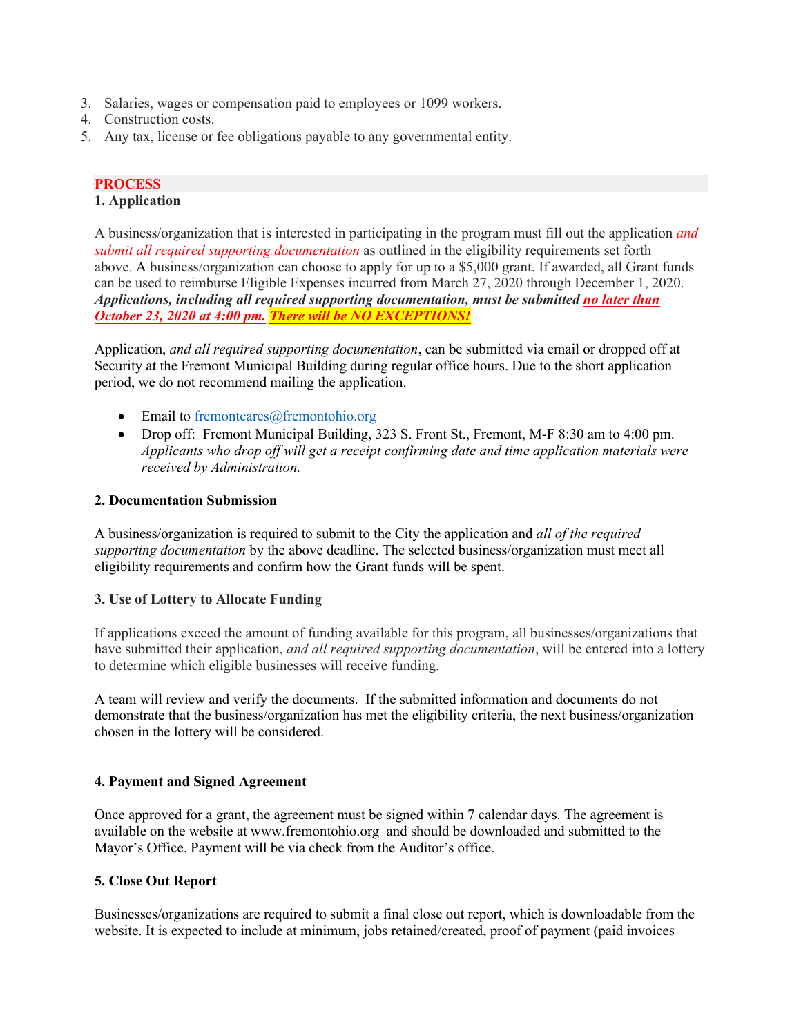3. Salaries, wages or compensation paid to employees or 1099 workers.
4. Construction costs.
5. Any tax, license or fee obligations payable to any governmental entity.

## PROCESS

### 1. Application

A business/organization that is interested in participating in the program must fill out the application *and submit all required supporting documentation* as outlined in the eligibility requirements set forth above. A business/organization can choose to apply for up to a $5,000 grant. If awarded, all Grant funds can be used to reimburse Eligible Expenses incurred from March 27, 2020 through December 1, 2020. ***Applications, including all required supporting documentation, must be submitted no later than October 23, 2020 at 4:00 pm. There will be NO EXCEPTIONS!***

Application, *and all required supporting documentation*, can be submitted via email or dropped off at Security at the Fremont Municipal Building during regular office hours. Due to the short application period, we do not recommend mailing the application.

- Email to fremontcares@fremontohio.org
- Drop off: Fremont Municipal Building, 323 S. Front St., Fremont, M-F 8:30 am to 4:00 pm. *Applicants who drop off will get a receipt confirming date and time application materials were received by Administration.*

### 2. Documentation Submission

A business/organization is required to submit to the City the application and *all of the required supporting documentation* by the above deadline. The selected business/organization must meet all eligibility requirements and confirm how the Grant funds will be spent.

### 3. Use of Lottery to Allocate Funding

If applications exceed the amount of funding available for this program, all businesses/organizations that have submitted their application, *and all required supporting documentation*, will be entered into a lottery to determine which eligible businesses will receive funding.

A team will review and verify the documents. If the submitted information and documents do not demonstrate that the business/organization has met the eligibility criteria, the next business/organization chosen in the lottery will be considered.

### 4. Payment and Signed Agreement

Once approved for a grant, the agreement must be signed within 7 calendar days. The agreement is available on the website at www.fremontohio.org and should be downloaded and submitted to the Mayor's Office. Payment will be via check from the Auditor's office.

### 5. Close Out Report

Businesses/organizations are required to submit a final close out report, which is downloadable from the website. It is expected to include at minimum, jobs retained/created, proof of payment (paid invoices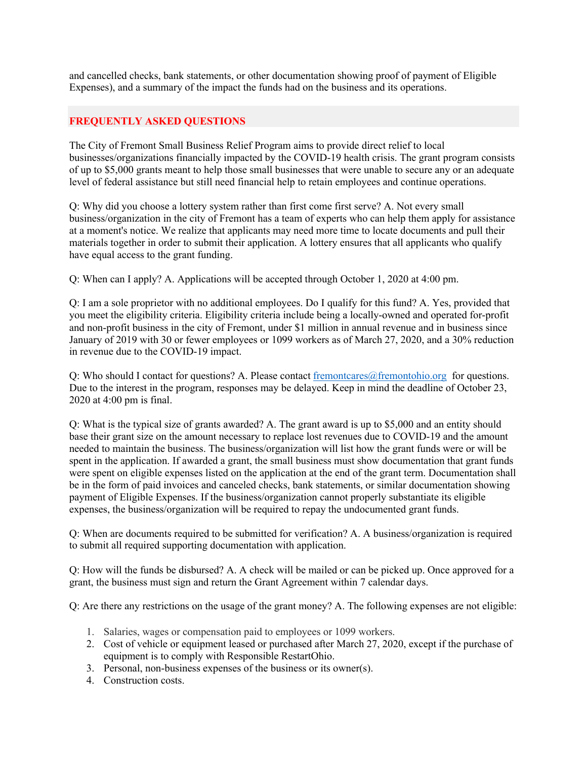and cancelled checks, bank statements, or other documentation showing proof of payment of Eligible Expenses), and a summary of the impact the funds had on the business and its operations.

## FREQUENTLY ASKED QUESTIONS

The City of Fremont Small Business Relief Program aims to provide direct relief to local businesses/organizations financially impacted by the COVID-19 health crisis. The grant program consists of up to $5,000 grants meant to help those small businesses that were unable to secure any or an adequate level of federal assistance but still need financial help to retain employees and continue operations.

Q: Why did you choose a lottery system rather than first come first serve? A. Not every small business/organization in the city of Fremont has a team of experts who can help them apply for assistance at a moment's notice. We realize that applicants may need more time to locate documents and pull their materials together in order to submit their application. A lottery ensures that all applicants who qualify have equal access to the grant funding.

Q: When can I apply? A. Applications will be accepted through October 1, 2020 at 4:00 pm.

Q: I am a sole proprietor with no additional employees. Do I qualify for this fund? A. Yes, provided that you meet the eligibility criteria. Eligibility criteria include being a locally-owned and operated for-profit and non-profit business in the city of Fremont, under $1 million in annual revenue and in business since January of 2019 with 30 or fewer employees or 1099 workers as of March 27, 2020, and a 30% reduction in revenue due to the COVID-19 impact.

Q: Who should I contact for questions? A. Please contact [fremontcares@fremontohio.org](mailto:fremontcares@fremontohio.org) for questions. Due to the interest in the program, responses may be delayed. Keep in mind the deadline of October 23, 2020 at 4:00 pm is final.

Q: What is the typical size of grants awarded? A. The grant award is up to $5,000 and an entity should base their grant size on the amount necessary to replace lost revenues due to COVID-19 and the amount needed to maintain the business. The business/organization will list how the grant funds were or will be spent in the application. If awarded a grant, the small business must show documentation that grant funds were spent on eligible expenses listed on the application at the end of the grant term. Documentation shall be in the form of paid invoices and canceled checks, bank statements, or similar documentation showing payment of Eligible Expenses. If the business/organization cannot properly substantiate its eligible expenses, the business/organization will be required to repay the undocumented grant funds.

Q: When are documents required to be submitted for verification? A. A business/organization is required to submit all required supporting documentation with application.

Q: How will the funds be disbursed? A. A check will be mailed or can be picked up. Once approved for a grant, the business must sign and return the Grant Agreement within 7 calendar days.

Q: Are there any restrictions on the usage of the grant money? A. The following expenses are not eligible:

1. Salaries, wages or compensation paid to employees or 1099 workers.
2. Cost of vehicle or equipment leased or purchased after March 27, 2020, except if the purchase of equipment is to comply with Responsible RestartOhio.
3. Personal, non-business expenses of the business or its owner(s).
4. Construction costs.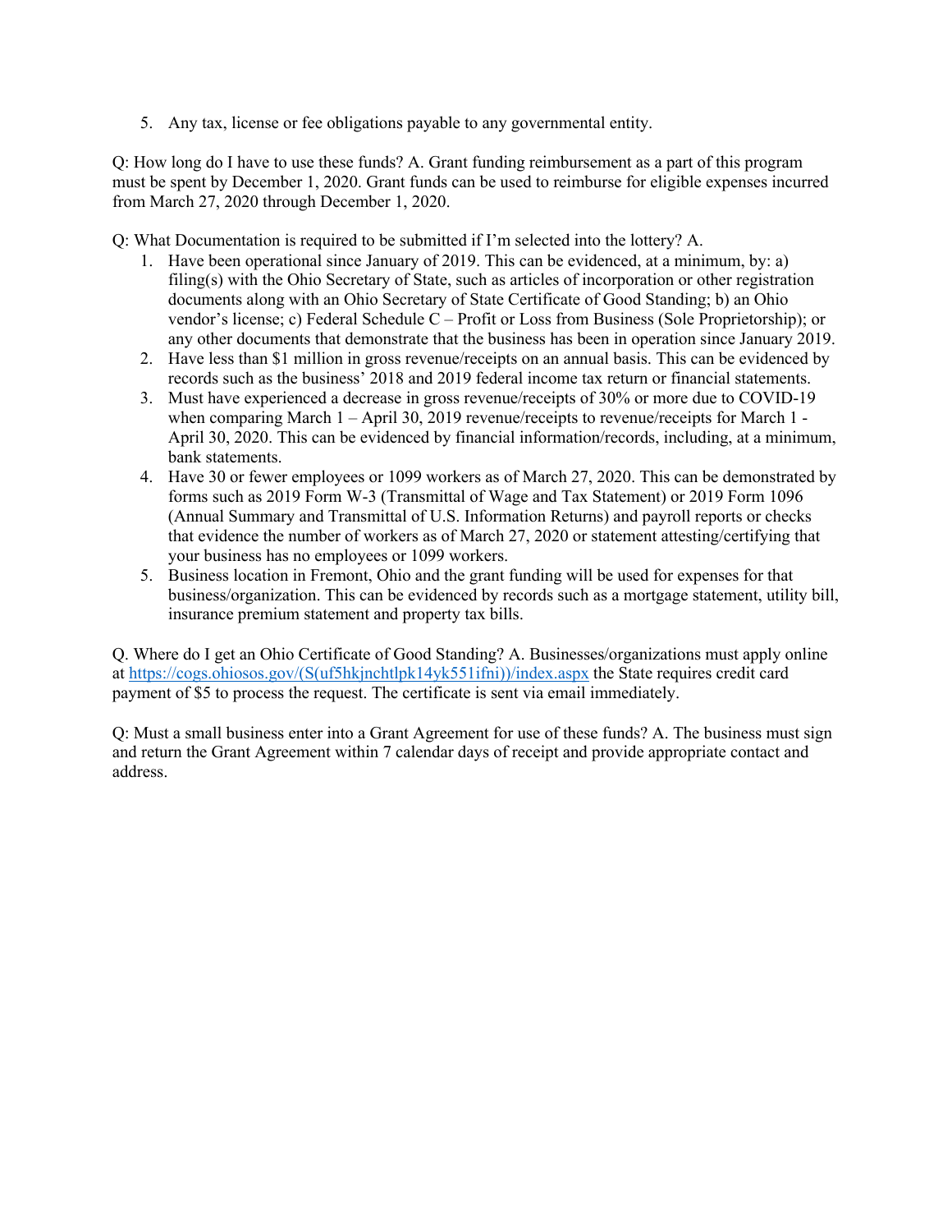5. Any tax, license or fee obligations payable to any governmental entity.

Q: How long do I have to use these funds? A. Grant funding reimbursement as a part of this program must be spent by December 1, 2020. Grant funds can be used to reimburse for eligible expenses incurred from March 27, 2020 through December 1, 2020.

Q: What Documentation is required to be submitted if I'm selected into the lottery? A.

1. Have been operational since January of 2019. This can be evidenced, at a minimum, by: a) filing(s) with the Ohio Secretary of State, such as articles of incorporation or other registration documents along with an Ohio Secretary of State Certificate of Good Standing; b) an Ohio vendor's license; c) Federal Schedule C – Profit or Loss from Business (Sole Proprietorship); or any other documents that demonstrate that the business has been in operation since January 2019.
2. Have less than $1 million in gross revenue/receipts on an annual basis. This can be evidenced by records such as the business' 2018 and 2019 federal income tax return or financial statements.
3. Must have experienced a decrease in gross revenue/receipts of 30% or more due to COVID-19 when comparing March 1 – April 30, 2019 revenue/receipts to revenue/receipts for March 1 - April 30, 2020. This can be evidenced by financial information/records, including, at a minimum, bank statements.
4. Have 30 or fewer employees or 1099 workers as of March 27, 2020. This can be demonstrated by forms such as 2019 Form W-3 (Transmittal of Wage and Tax Statement) or 2019 Form 1096 (Annual Summary and Transmittal of U.S. Information Returns) and payroll reports or checks that evidence the number of workers as of March 27, 2020 or statement attesting/certifying that your business has no employees or 1099 workers.
5. Business location in Fremont, Ohio and the grant funding will be used for expenses for that business/organization. This can be evidenced by records such as a mortgage statement, utility bill, insurance premium statement and property tax bills.

Q. Where do I get an Ohio Certificate of Good Standing? A. Businesses/organizations must apply online at [https://cogs.ohiosos.gov/(S(uf5hkjnchtlpk14yk551ifni))/index.aspx](https://cogs.ohiosos.gov/(S(uf5hkjnchtlpk14yk551ifni))/index.aspx) the State requires credit card payment of $5 to process the request. The certificate is sent via email immediately.

Q: Must a small business enter into a Grant Agreement for use of these funds? A. The business must sign and return the Grant Agreement within 7 calendar days of receipt and provide appropriate contact and address.